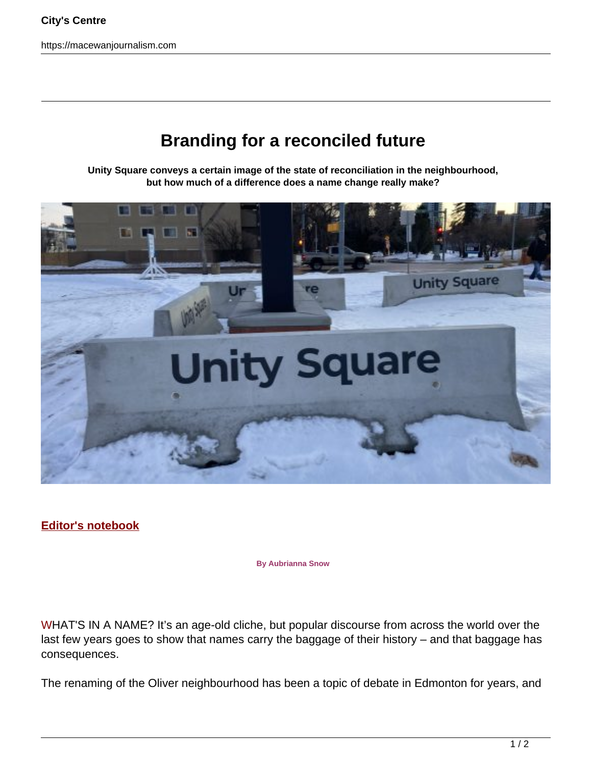# Branding for a reconciled future

**Unity Square conveys a certain image of the state of reconciliation in the neighbourhood, but how much of a difference does a name change really make?**

**Editor's notebook**

**By Aubrianna Snow**

WHAT'S IN A NAME? It's an age-old cliche, but popular discourse from across the world over the last few years goes to show that names carry the baggage of their history – and that baggage has consequences.

The renaming of the Oliver neighbourhood has been a topic of debate in Edmonton for years, and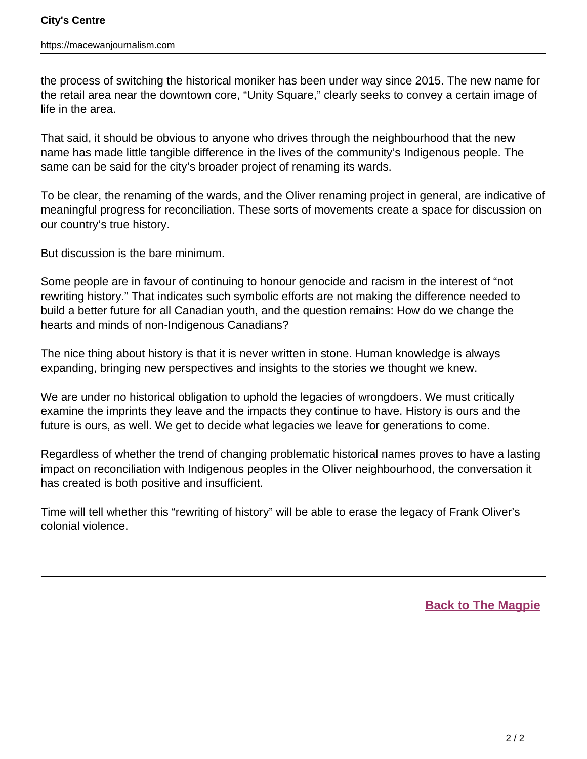the process of switching the historical moniker has been under way since 2015. The new name for the retail area near the downtown core, "Unity Square," clearly seeks to convey a certain image of life in the area.

That said, it should be obvious to anyone who drives through the neighbourhood that the new name has made little tangible difference in the lives of the community's Indigenous people. The same can be said for the city's broader project of renaming its wards.

To be clear, the renaming of the wards, and the Oliver renaming project in general, are indicative of meaningful progress for reconciliation. These sorts of movements create a space for discussion on our country's true history.

But discussion is the bare minimum.

Some people are in favour of continuing to honour genocide and racism in the interest of "not rewriting history." That indicates such symbolic efforts are not making the difference needed to build a better future for all Canadian youth, and the question remains: How do we change the hearts and minds of non-Indigenous Canadians?

The nice thing about history is that it is never written in stone. Human knowledge is always expanding, bringing new perspectives and insights to the stories we thought we knew.

We are under no historical obligation to uphold the legacies of wrongdoers. We must critically examine the imprints they leave and the impacts they continue to have. History is ours and the future is ours, as well. We get to decide what legacies we leave for generations to come.

Regardless of whether the trend of changing problematic historical names proves to have a lasting impact on reconciliation with Indigenous peoples in the Oliver neighbourhood, the conversation it has created is both positive and insufficient.

Time will tell whether this "rewriting of history" will be able to erase the legacy of Frank Oliver's colonial violence.

---

**Back to The Magpie**